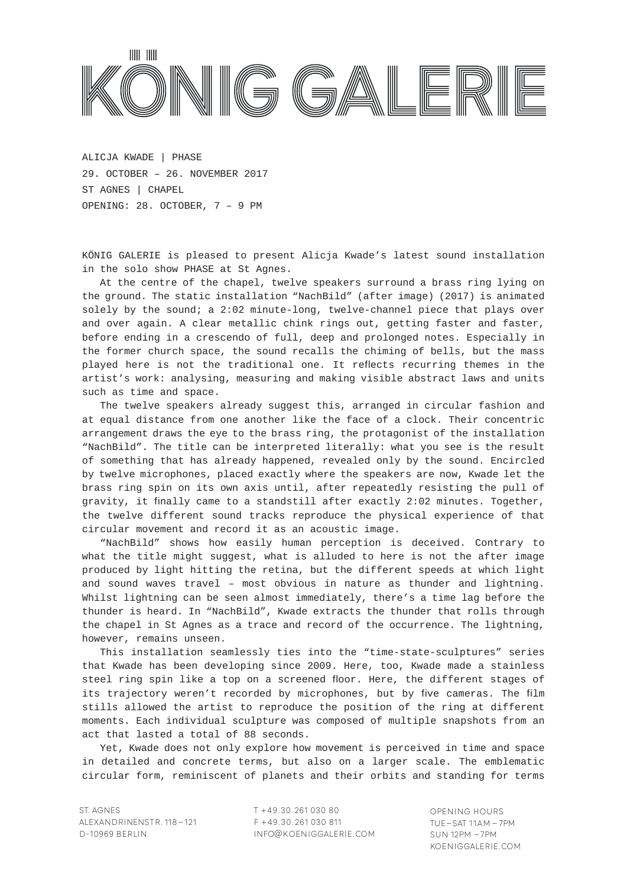# KÖNIG GALERIE

ALICJA KWADE | PHASE
29. OCTOBER – 26. NOVEMBER 2017
ST AGNES | CHAPEL
OPENING: 28. OCTOBER, 7 – 9 PM

KÖNIG GALERIE is pleased to present Alicja Kwade's latest sound installation in the solo show PHASE at St Agnes.

At the centre of the chapel, twelve speakers surround a brass ring lying on the ground. The static installation "NachBild" (after image) (2017) is animated solely by the sound; a 2:02 minute-long, twelve-channel piece that plays over and over again. A clear metallic chink rings out, getting faster and faster, before ending in a crescendo of full, deep and prolonged notes. Especially in the former church space, the sound recalls the chiming of bells, but the mass played here is not the traditional one. It reflects recurring themes in the artist's work: analysing, measuring and making visible abstract laws and units such as time and space.

The twelve speakers already suggest this, arranged in circular fashion and at equal distance from one another like the face of a clock. Their concentric arrangement draws the eye to the brass ring, the protagonist of the installation "NachBild". The title can be interpreted literally: what you see is the result of something that has already happened, revealed only by the sound. Encircled by twelve microphones, placed exactly where the speakers are now, Kwade let the brass ring spin on its own axis until, after repeatedly resisting the pull of gravity, it finally came to a standstill after exactly 2:02 minutes. Together, the twelve different sound tracks reproduce the physical experience of that circular movement and record it as an acoustic image.

"NachBild" shows how easily human perception is deceived. Contrary to what the title might suggest, what is alluded to here is not the after image produced by light hitting the retina, but the different speeds at which light and sound waves travel – most obvious in nature as thunder and lightning. Whilst lightning can be seen almost immediately, there's a time lag before the thunder is heard. In "NachBild", Kwade extracts the thunder that rolls through the chapel in St Agnes as a trace and record of the occurrence. The lightning, however, remains unseen.

This installation seamlessly ties into the "time-state-sculptures" series that Kwade has been developing since 2009. Here, too, Kwade made a stainless steel ring spin like a top on a screened floor. Here, the different stages of its trajectory weren't recorded by microphones, but by five cameras. The film stills allowed the artist to reproduce the position of the ring at different moments. Each individual sculpture was composed of multiple snapshots from an act that lasted a total of 88 seconds.

Yet, Kwade does not only explore how movement is perceived in time and space in detailed and concrete terms, but also on a larger scale. The emblematic circular form, reminiscent of planets and their orbits and standing for terms

ST. AGNES
ALEXANDRINENSTR. 118 – 121
D-10969 BERLIN

T +49.30.261 030 80
F +49.30.261 030 811
INFO@KOENIGGALERIE.COM

OPENING HOURS
TUE – SAT 11AM – 7PM
SUN 12PM – 7PM
KOENIGGALERIE.COM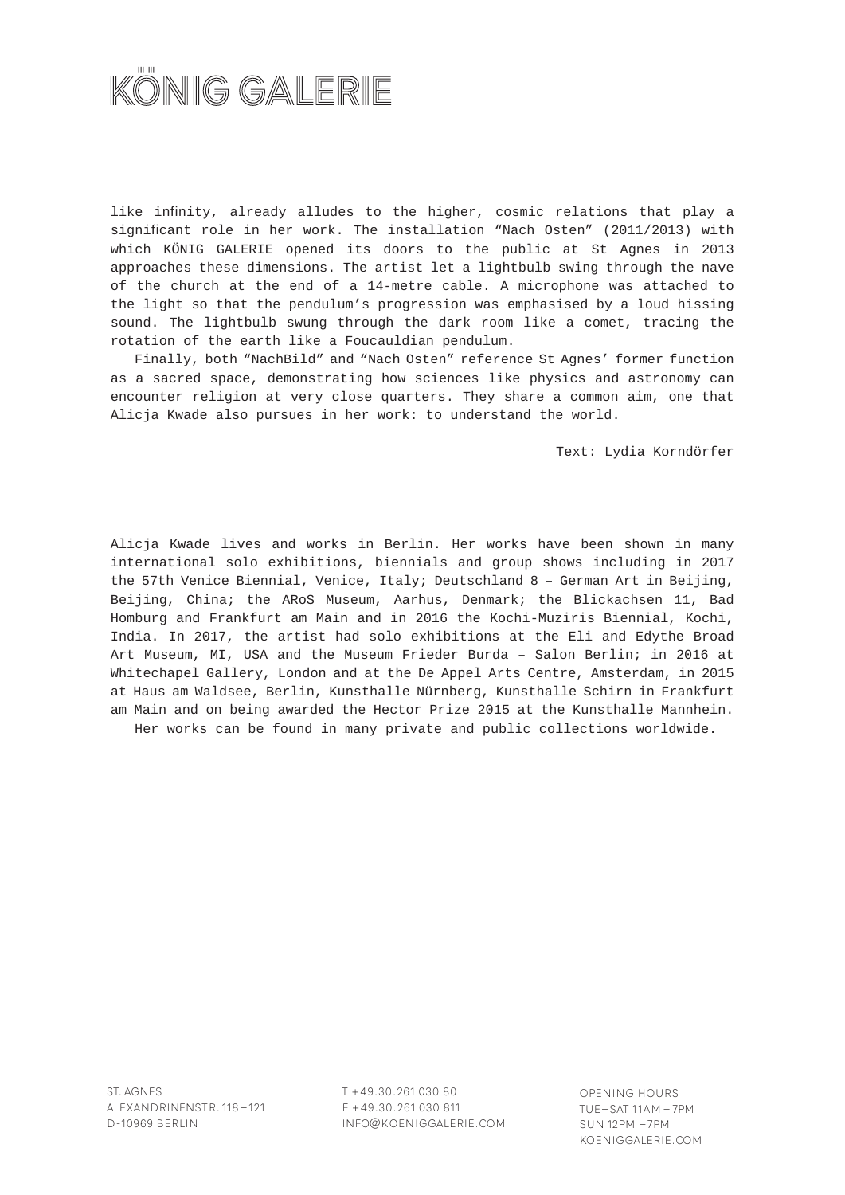like infinity, already alludes to the higher, cosmic relations that play a significant role in her work. The installation “Nach Osten” (2011/2013) with which KÖNIG GALERIE opened its doors to the public at St Agnes in 2013 approaches these dimensions. The artist let a lightbulb swing through the nave of the church at the end of a 14-metre cable. A microphone was attached to the light so that the pendulum’s progression was emphasised by a loud hissing sound. The lightbulb swung through the dark room like a comet, tracing the rotation of the earth like a Foucauldian pendulum.

Finally, both “NachBild” and “Nach Osten” reference St Agnes’ former function as a sacred space, demonstrating how sciences like physics and astronomy can encounter religion at very close quarters. They share a common aim, one that Alicja Kwade also pursues in her work: to understand the world.

Text: Lydia Korndörfer

Alicja Kwade lives and works in Berlin. Her works have been shown in many international solo exhibitions, biennials and group shows including in 2017 the 57th Venice Biennial, Venice, Italy; Deutschland 8 – German Art in Beijing, Beijing, China; the ARoS Museum, Aarhus, Denmark; the Blickachsen 11, Bad Homburg and Frankfurt am Main and in 2016 the Kochi-Muziris Biennial, Kochi, India. In 2017, the artist had solo exhibitions at the Eli and Edythe Broad Art Museum, MI, USA and the Museum Frieder Burda – Salon Berlin; in 2016 at Whitechapel Gallery, London and at the De Appel Arts Centre, Amsterdam, in 2015 at Haus am Waldsee, Berlin, Kunsthalle Nürnberg, Kunsthalle Schirn in Frankfurt am Main and on being awarded the Hector Prize 2015 at the Kunsthalle Mannhein.

Her works can be found in many private and public collections worldwide.